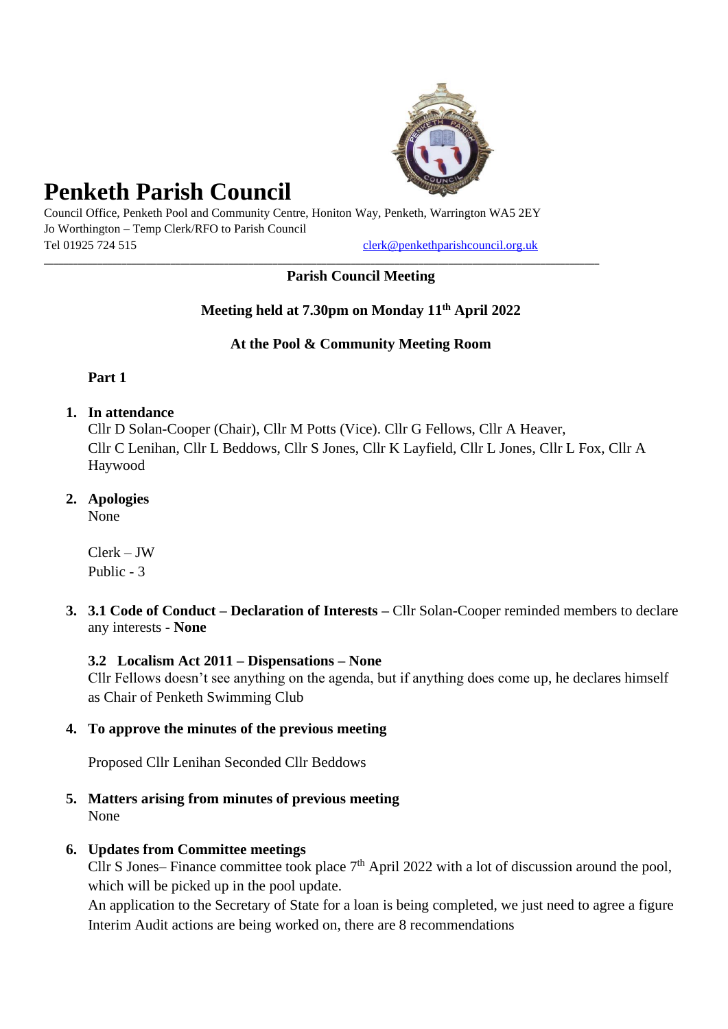# Penketh Parish Council

Council Office, Penketh Pool and Community Centre, Honiton Way, Penketh, Warrington WA5 2EY
Jo Worthington – Temp Clerk/RFO to Parish Council
Tel 01925 724 515 clerk@penkethparishcouncil.org.uk

---

**Parish Council Meeting**

**Meeting held at 7.30pm on Monday 11th April 2022**

**At the Pool & Community Meeting Room**

**Part 1**

1. **In attendance**
   Cllr D Solan-Cooper (Chair), Cllr M Potts (Vice). Cllr G Fellows, Cllr A Heaver, Cllr C Lenihan, Cllr L Beddows, Cllr S Jones, Cllr K Layfield, Cllr L Jones, Cllr L Fox, Cllr A Haywood

2. **Apologies**
   None

   Clerk – JW
   Public - 3

3. **3.1 Code of Conduct – Declaration of Interests –** Cllr Solan-Cooper reminded members to declare any interests **- None**

   **3.2 Localism Act 2011 – Dispensations – None**
   Cllr Fellows doesn't see anything on the agenda, but if anything does come up, he declares himself as Chair of Penketh Swimming Club

4. **To approve the minutes of the previous meeting**

   Proposed Cllr Lenihan Seconded Cllr Beddows

5. **Matters arising from minutes of previous meeting**
   None

6. **Updates from Committee meetings**
   Cllr S Jones– Finance committee took place 7th April 2022 with a lot of discussion around the pool, which will be picked up in the pool update.
   An application to the Secretary of State for a loan is being completed, we just need to agree a figure
   Interim Audit actions are being worked on, there are 8 recommendations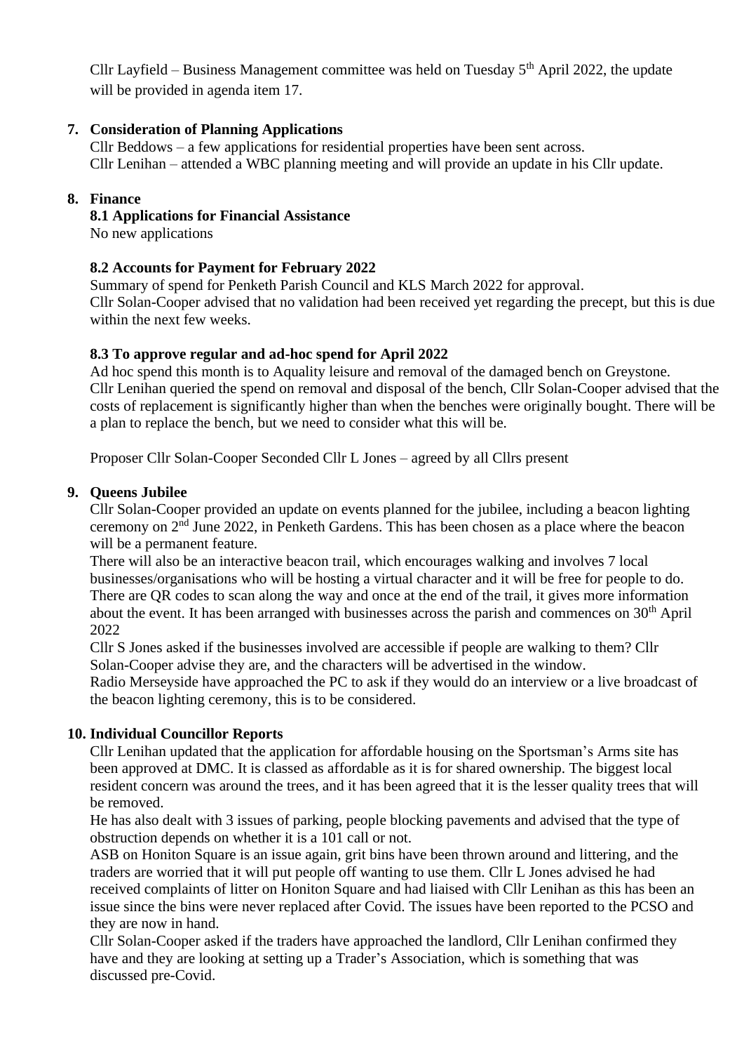Cllr Layfield – Business Management committee was held on Tuesday 5th April 2022, the update will be provided in agenda item 17.

## 7. Consideration of Planning Applications

Cllr Beddows – a few applications for residential properties have been sent across.
Cllr Lenihan – attended a WBC planning meeting and will provide an update in his Cllr update.

## 8. Finance

### 8.1 Applications for Financial Assistance

No new applications

### 8.2 Accounts for Payment for February 2022

Summary of spend for Penketh Parish Council and KLS March 2022 for approval.
Cllr Solan-Cooper advised that no validation had been received yet regarding the precept, but this is due within the next few weeks.

### 8.3 To approve regular and ad-hoc spend for April 2022

Ad hoc spend this month is to Aquality leisure and removal of the damaged bench on Greystone.
Cllr Lenihan queried the spend on removal and disposal of the bench, Cllr Solan-Cooper advised that the costs of replacement is significantly higher than when the benches were originally bought. There will be a plan to replace the bench, but we need to consider what this will be.

Proposer Cllr Solan-Cooper Seconded Cllr L Jones – agreed by all Cllrs present

## 9. Queens Jubilee

Cllr Solan-Cooper provided an update on events planned for the jubilee, including a beacon lighting ceremony on 2nd June 2022, in Penketh Gardens. This has been chosen as a place where the beacon will be a permanent feature.
There will also be an interactive beacon trail, which encourages walking and involves 7 local businesses/organisations who will be hosting a virtual character and it will be free for people to do. There are QR codes to scan along the way and once at the end of the trail, it gives more information about the event. It has been arranged with businesses across the parish and commences on 30th April 2022
Cllr S Jones asked if the businesses involved are accessible if people are walking to them? Cllr Solan-Cooper advise they are, and the characters will be advertised in the window.
Radio Merseyside have approached the PC to ask if they would do an interview or a live broadcast of the beacon lighting ceremony, this is to be considered.

## 10. Individual Councillor Reports

Cllr Lenihan updated that the application for affordable housing on the Sportsman's Arms site has been approved at DMC. It is classed as affordable as it is for shared ownership. The biggest local resident concern was around the trees, and it has been agreed that it is the lesser quality trees that will be removed.
He has also dealt with 3 issues of parking, people blocking pavements and advised that the type of obstruction depends on whether it is a 101 call or not.
ASB on Honiton Square is an issue again, grit bins have been thrown around and littering, and the traders are worried that it will put people off wanting to use them. Cllr L Jones advised he had received complaints of litter on Honiton Square and had liaised with Cllr Lenihan as this has been an issue since the bins were never replaced after Covid. The issues have been reported to the PCSO and they are now in hand.
Cllr Solan-Cooper asked if the traders have approached the landlord, Cllr Lenihan confirmed they have and they are looking at setting up a Trader's Association, which is something that was discussed pre-Covid.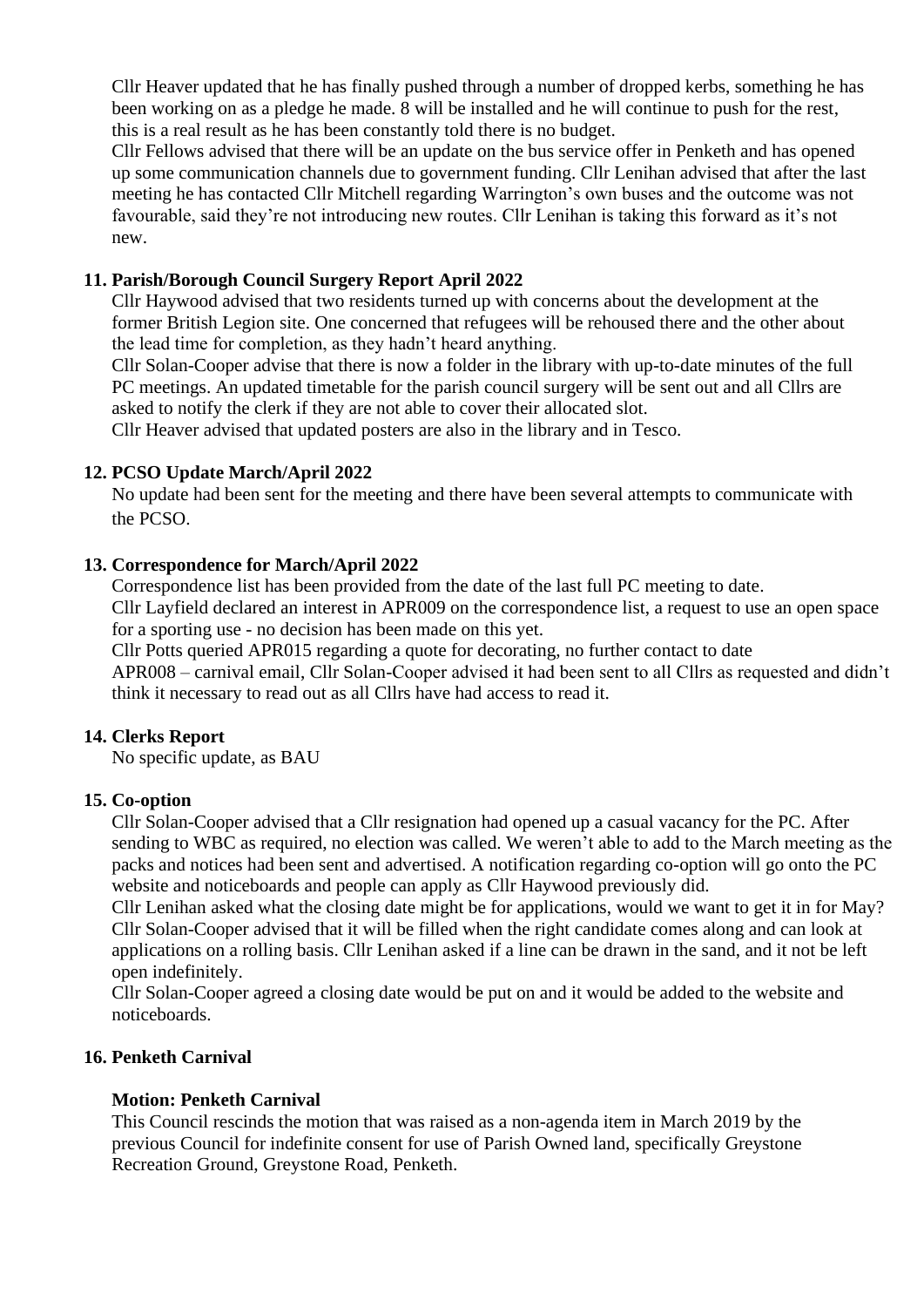Cllr Heaver updated that he has finally pushed through a number of dropped kerbs, something he has been working on as a pledge he made. 8 will be installed and he will continue to push for the rest, this is a real result as he has been constantly told there is no budget.

Cllr Fellows advised that there will be an update on the bus service offer in Penketh and has opened up some communication channels due to government funding. Cllr Lenihan advised that after the last meeting he has contacted Cllr Mitchell regarding Warrington's own buses and the outcome was not favourable, said they're not introducing new routes. Cllr Lenihan is taking this forward as it's not new.

**11. Parish/Borough Council Surgery Report April 2022**

Cllr Haywood advised that two residents turned up with concerns about the development at the former British Legion site. One concerned that refugees will be rehoused there and the other about the lead time for completion, as they hadn't heard anything.

Cllr Solan-Cooper advise that there is now a folder in the library with up-to-date minutes of the full PC meetings. An updated timetable for the parish council surgery will be sent out and all Cllrs are asked to notify the clerk if they are not able to cover their allocated slot.

Cllr Heaver advised that updated posters are also in the library and in Tesco.

**12. PCSO Update March/April 2022**

No update had been sent for the meeting and there have been several attempts to communicate with the PCSO.

**13. Correspondence for March/April 2022**

Correspondence list has been provided from the date of the last full PC meeting to date.

Cllr Layfield declared an interest in APR009 on the correspondence list, a request to use an open space for a sporting use - no decision has been made on this yet.

Cllr Potts queried APR015 regarding a quote for decorating, no further contact to date

APR008 – carnival email, Cllr Solan-Cooper advised it had been sent to all Cllrs as requested and didn't think it necessary to read out as all Cllrs have had access to read it.

**14. Clerks Report**

No specific update, as BAU

**15. Co-option**

Cllr Solan-Cooper advised that a Cllr resignation had opened up a casual vacancy for the PC. After sending to WBC as required, no election was called. We weren't able to add to the March meeting as the packs and notices had been sent and advertised. A notification regarding co-option will go onto the PC website and noticeboards and people can apply as Cllr Haywood previously did.

Cllr Lenihan asked what the closing date might be for applications, would we want to get it in for May? Cllr Solan-Cooper advised that it will be filled when the right candidate comes along and can look at applications on a rolling basis. Cllr Lenihan asked if a line can be drawn in the sand, and it not be left open indefinitely.

Cllr Solan-Cooper agreed a closing date would be put on and it would be added to the website and noticeboards.

**16. Penketh Carnival**

**Motion: Penketh Carnival**

This Council rescinds the motion that was raised as a non-agenda item in March 2019 by the previous Council for indefinite consent for use of Parish Owned land, specifically Greystone Recreation Ground, Greystone Road, Penketh.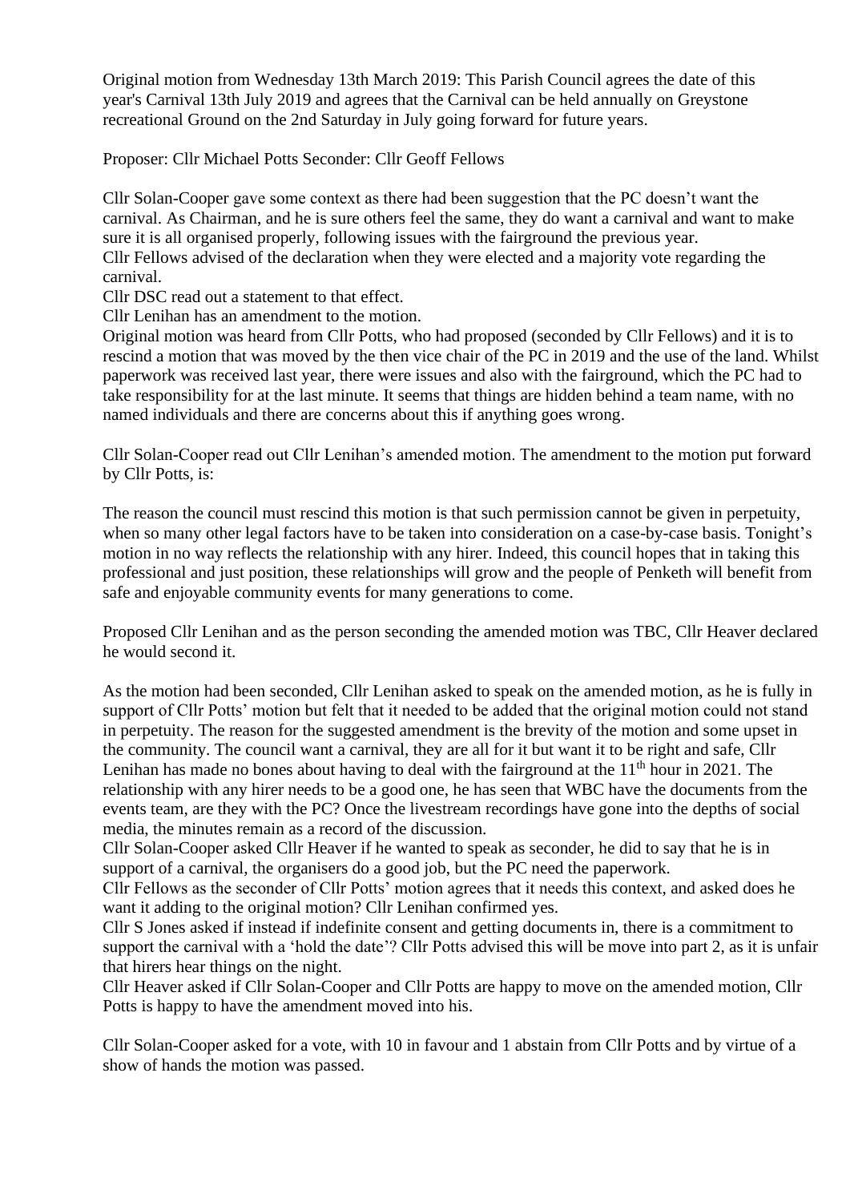Original motion from Wednesday 13th March 2019: This Parish Council agrees the date of this year's Carnival 13th July 2019 and agrees that the Carnival can be held annually on Greystone recreational Ground on the 2nd Saturday in July going forward for future years.

Proposer: Cllr Michael Potts Seconder: Cllr Geoff Fellows

Cllr Solan-Cooper gave some context as there had been suggestion that the PC doesn't want the carnival. As Chairman, and he is sure others feel the same, they do want a carnival and want to make sure it is all organised properly, following issues with the fairground the previous year.
Cllr Fellows advised of the declaration when they were elected and a majority vote regarding the carnival.
Cllr DSC read out a statement to that effect.
Cllr Lenihan has an amendment to the motion.
Original motion was heard from Cllr Potts, who had proposed (seconded by Cllr Fellows) and it is to rescind a motion that was moved by the then vice chair of the PC in 2019 and the use of the land. Whilst paperwork was received last year, there were issues and also with the fairground, which the PC had to take responsibility for at the last minute. It seems that things are hidden behind a team name, with no named individuals and there are concerns about this if anything goes wrong.

Cllr Solan-Cooper read out Cllr Lenihan's amended motion. The amendment to the motion put forward by Cllr Potts, is:

The reason the council must rescind this motion is that such permission cannot be given in perpetuity, when so many other legal factors have to be taken into consideration on a case-by-case basis. Tonight's motion in no way reflects the relationship with any hirer. Indeed, this council hopes that in taking this professional and just position, these relationships will grow and the people of Penketh will benefit from safe and enjoyable community events for many generations to come.

Proposed Cllr Lenihan and as the person seconding the amended motion was TBC, Cllr Heaver declared he would second it.

As the motion had been seconded, Cllr Lenihan asked to speak on the amended motion, as he is fully in support of Cllr Potts' motion but felt that it needed to be added that the original motion could not stand in perpetuity. The reason for the suggested amendment is the brevity of the motion and some upset in the community. The council want a carnival, they are all for it but want it to be right and safe, Cllr Lenihan has made no bones about having to deal with the fairground at the 11th hour in 2021. The relationship with any hirer needs to be a good one, he has seen that WBC have the documents from the events team, are they with the PC? Once the livestream recordings have gone into the depths of social media, the minutes remain as a record of the discussion.
Cllr Solan-Cooper asked Cllr Heaver if he wanted to speak as seconder, he did to say that he is in support of a carnival, the organisers do a good job, but the PC need the paperwork.
Cllr Fellows as the seconder of Cllr Potts' motion agrees that it needs this context, and asked does he want it adding to the original motion? Cllr Lenihan confirmed yes.
Cllr S Jones asked if instead if indefinite consent and getting documents in, there is a commitment to support the carnival with a 'hold the date'? Cllr Potts advised this will be move into part 2, as it is unfair that hirers hear things on the night.
Cllr Heaver asked if Cllr Solan-Cooper and Cllr Potts are happy to move on the amended motion, Cllr Potts is happy to have the amendment moved into his.

Cllr Solan-Cooper asked for a vote, with 10 in favour and 1 abstain from Cllr Potts and by virtue of a show of hands the motion was passed.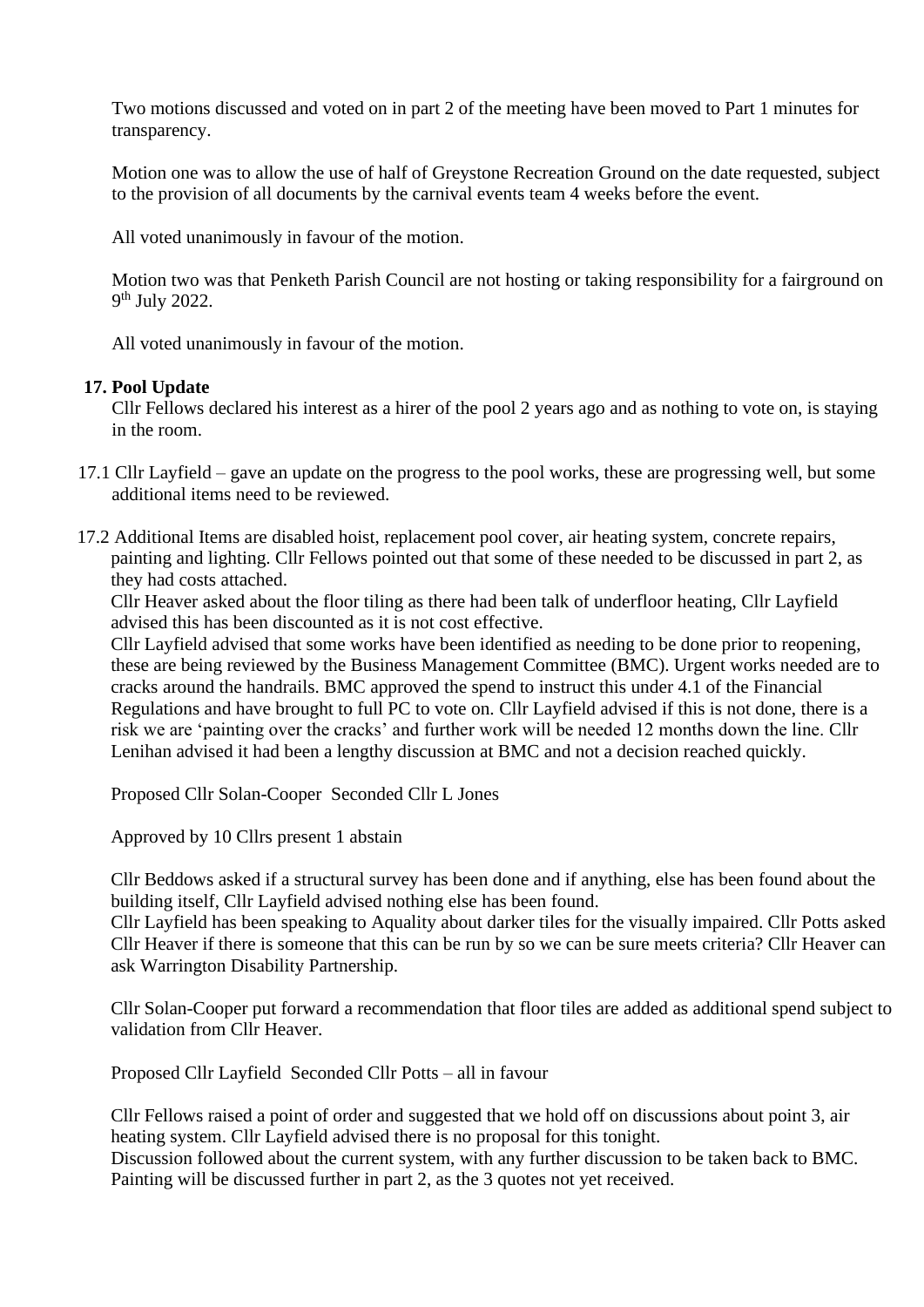Two motions discussed and voted on in part 2 of the meeting have been moved to Part 1 minutes for transparency.

Motion one was to allow the use of half of Greystone Recreation Ground on the date requested, subject to the provision of all documents by the carnival events team 4 weeks before the event.

All voted unanimously in favour of the motion.

Motion two was that Penketh Parish Council are not hosting or taking responsibility for a fairground on 9th July 2022.

All voted unanimously in favour of the motion.

**17. Pool Update**

Cllr Fellows declared his interest as a hirer of the pool 2 years ago and as nothing to vote on, is staying in the room.

17.1 Cllr Layfield – gave an update on the progress to the pool works, these are progressing well, but some additional items need to be reviewed.

17.2 Additional Items are disabled hoist, replacement pool cover, air heating system, concrete repairs, painting and lighting. Cllr Fellows pointed out that some of these needed to be discussed in part 2, as they had costs attached.
Cllr Heaver asked about the floor tiling as there had been talk of underfloor heating, Cllr Layfield advised this has been discounted as it is not cost effective.
Cllr Layfield advised that some works have been identified as needing to be done prior to reopening, these are being reviewed by the Business Management Committee (BMC). Urgent works needed are to cracks around the handrails. BMC approved the spend to instruct this under 4.1 of the Financial Regulations and have brought to full PC to vote on. Cllr Layfield advised if this is not done, there is a risk we are 'painting over the cracks' and further work will be needed 12 months down the line. Cllr Lenihan advised it had been a lengthy discussion at BMC and not a decision reached quickly.

Proposed Cllr Solan-Cooper Seconded Cllr L Jones

Approved by 10 Cllrs present 1 abstain

Cllr Beddows asked if a structural survey has been done and if anything, else has been found about the building itself, Cllr Layfield advised nothing else has been found.
Cllr Layfield has been speaking to Aquality about darker tiles for the visually impaired. Cllr Potts asked Cllr Heaver if there is someone that this can be run by so we can be sure meets criteria? Cllr Heaver can ask Warrington Disability Partnership.

Cllr Solan-Cooper put forward a recommendation that floor tiles are added as additional spend subject to validation from Cllr Heaver.

Proposed Cllr Layfield Seconded Cllr Potts – all in favour

Cllr Fellows raised a point of order and suggested that we hold off on discussions about point 3, air heating system. Cllr Layfield advised there is no proposal for this tonight.
Discussion followed about the current system, with any further discussion to be taken back to BMC.
Painting will be discussed further in part 2, as the 3 quotes not yet received.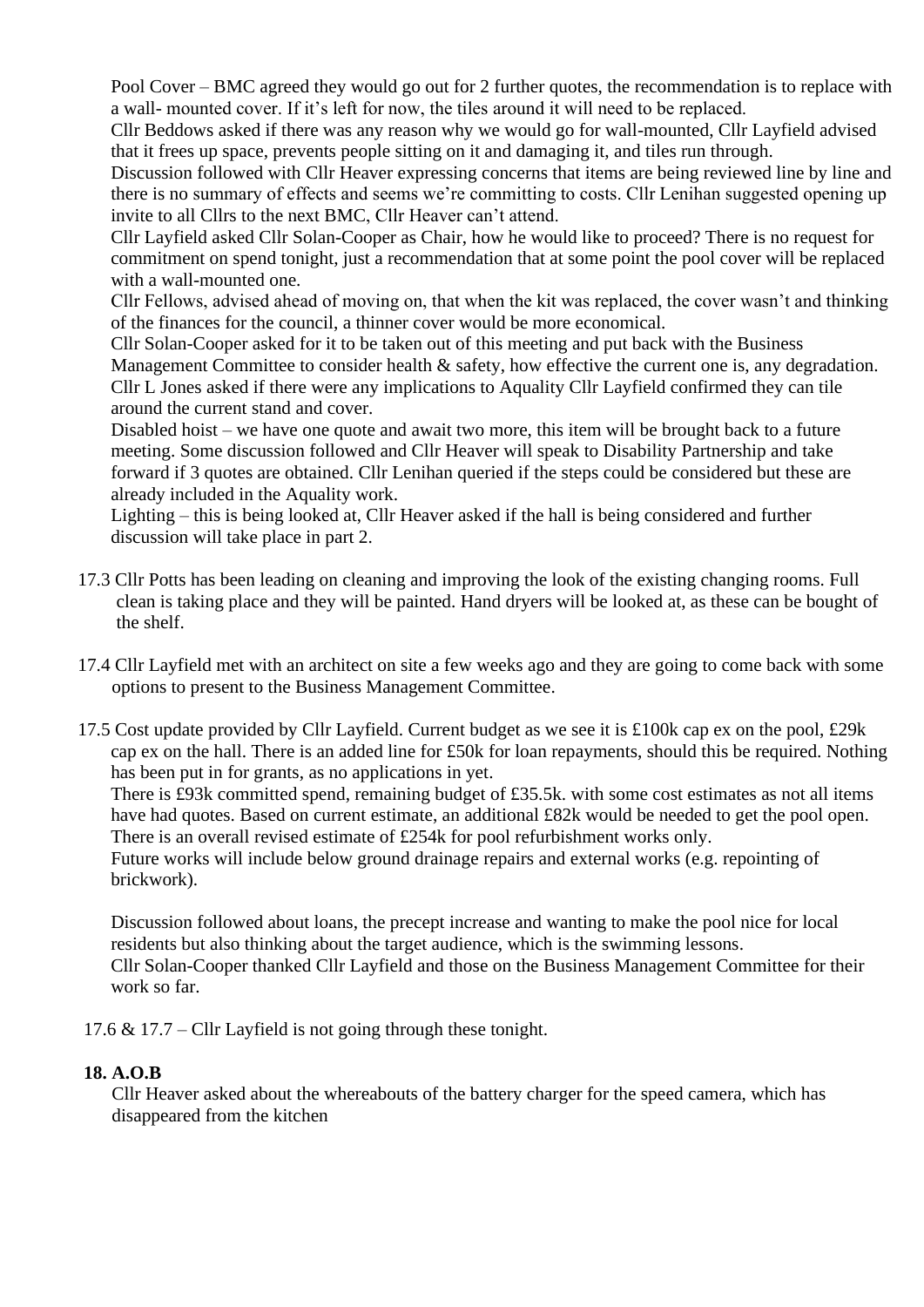Pool Cover – BMC agreed they would go out for 2 further quotes, the recommendation is to replace with a wall- mounted cover. If it's left for now, the tiles around it will need to be replaced.

Cllr Beddows asked if there was any reason why we would go for wall-mounted, Cllr Layfield advised that it frees up space, prevents people sitting on it and damaging it, and tiles run through.

Discussion followed with Cllr Heaver expressing concerns that items are being reviewed line by line and there is no summary of effects and seems we're committing to costs. Cllr Lenihan suggested opening up invite to all Cllrs to the next BMC, Cllr Heaver can't attend.

Cllr Layfield asked Cllr Solan-Cooper as Chair, how he would like to proceed? There is no request for commitment on spend tonight, just a recommendation that at some point the pool cover will be replaced with a wall-mounted one.

Cllr Fellows, advised ahead of moving on, that when the kit was replaced, the cover wasn't and thinking of the finances for the council, a thinner cover would be more economical.

Cllr Solan-Cooper asked for it to be taken out of this meeting and put back with the Business Management Committee to consider health & safety, how effective the current one is, any degradation.

Cllr L Jones asked if there were any implications to Aquality Cllr Layfield confirmed they can tile around the current stand and cover.

Disabled hoist – we have one quote and await two more, this item will be brought back to a future meeting. Some discussion followed and Cllr Heaver will speak to Disability Partnership and take forward if 3 quotes are obtained. Cllr Lenihan queried if the steps could be considered but these are already included in the Aquality work.

Lighting – this is being looked at, Cllr Heaver asked if the hall is being considered and further discussion will take place in part 2.

17.3 Cllr Potts has been leading on cleaning and improving the look of the existing changing rooms. Full clean is taking place and they will be painted. Hand dryers will be looked at, as these can be bought of the shelf.

17.4 Cllr Layfield met with an architect on site a few weeks ago and they are going to come back with some options to present to the Business Management Committee.

17.5 Cost update provided by Cllr Layfield. Current budget as we see it is £100k cap ex on the pool, £29k cap ex on the hall. There is an added line for £50k for loan repayments, should this be required. Nothing has been put in for grants, as no applications in yet.

There is £93k committed spend, remaining budget of £35.5k. with some cost estimates as not all items have had quotes. Based on current estimate, an additional £82k would be needed to get the pool open. There is an overall revised estimate of £254k for pool refurbishment works only.

Future works will include below ground drainage repairs and external works (e.g. repointing of brickwork).

Discussion followed about loans, the precept increase and wanting to make the pool nice for local residents but also thinking about the target audience, which is the swimming lessons.

Cllr Solan-Cooper thanked Cllr Layfield and those on the Business Management Committee for their work so far.

17.6 & 17.7 – Cllr Layfield is not going through these tonight.

**18. A.O.B**

Cllr Heaver asked about the whereabouts of the battery charger for the speed camera, which has disappeared from the kitchen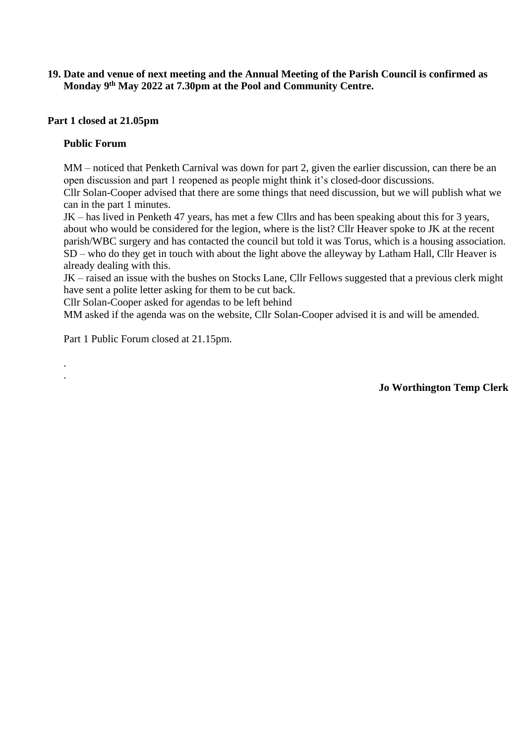**19. Date and venue of next meeting and the Annual Meeting of the Parish Council is confirmed as Monday 9th May 2022 at 7.30pm at the Pool and Community Centre.**

**Part 1 closed at 21.05pm**

**Public Forum**

MM – noticed that Penketh Carnival was down for part 2, given the earlier discussion, can there be an open discussion and part 1 reopened as people might think it's closed-door discussions.
Cllr Solan-Cooper advised that there are some things that need discussion, but we will publish what we can in the part 1 minutes.
JK – has lived in Penketh 47 years, has met a few Cllrs and has been speaking about this for 3 years, about who would be considered for the legion, where is the list? Cllr Heaver spoke to JK at the recent parish/WBC surgery and has contacted the council but told it was Torus, which is a housing association.
SD – who do they get in touch with about the light above the alleyway by Latham Hall, Cllr Heaver is already dealing with this.
JK – raised an issue with the bushes on Stocks Lane, Cllr Fellows suggested that a previous clerk might have sent a polite letter asking for them to be cut back.
Cllr Solan-Cooper asked for agendas to be left behind
MM asked if the agenda was on the website, Cllr Solan-Cooper advised it is and will be amended.

Part 1 Public Forum closed at 21.15pm.

.
.

**Jo Worthington Temp Clerk**